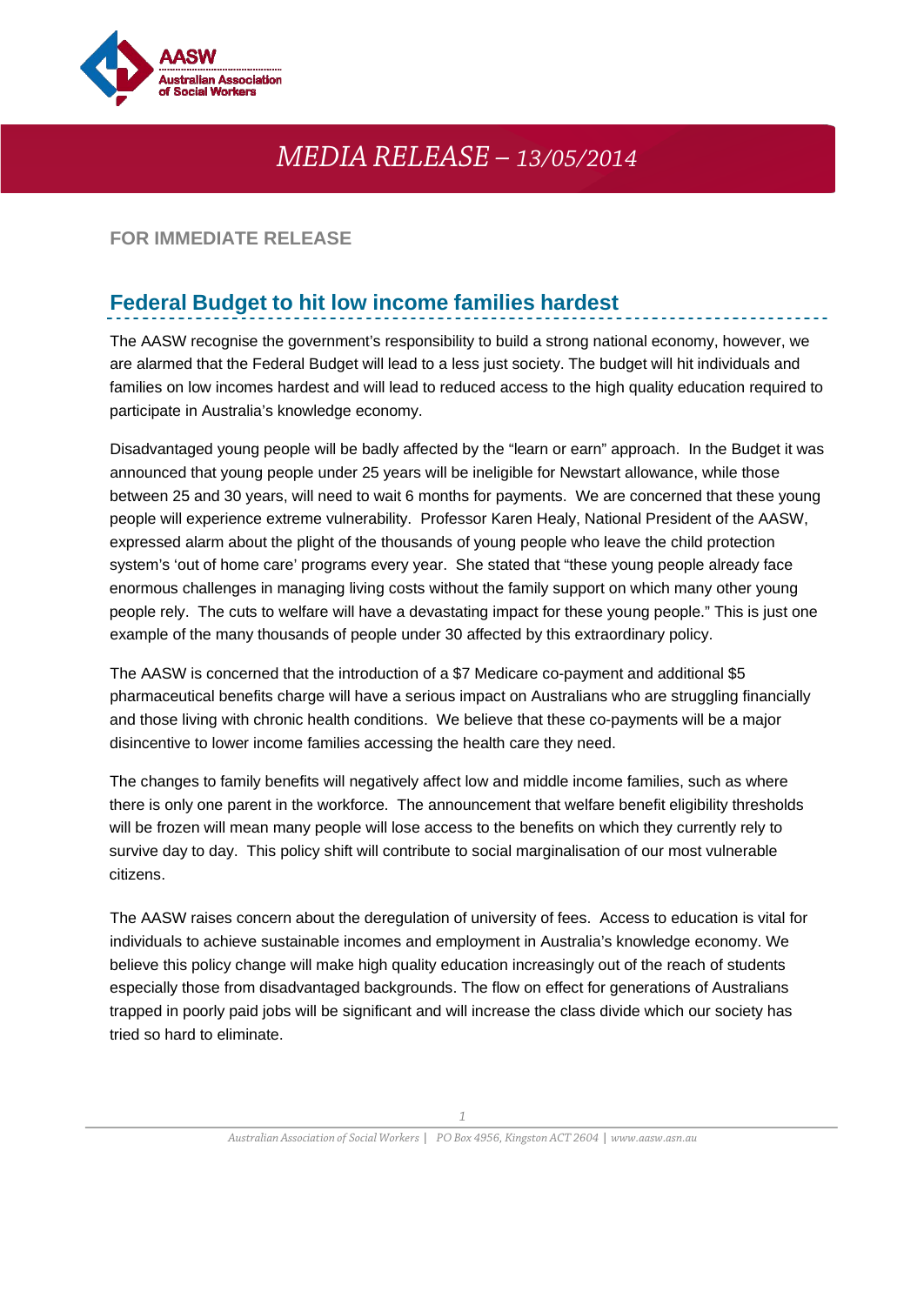# MEDIA RELEASE – 13/05/2014

**FOR IMMEDIATE RELEASE**

## Federal Budget to hit low income families hardest

The AASW recognise the government's responsibility to build a strong national economy, however, we are alarmed that the Federal Budget will lead to a less just society. The budget will hit individuals and families on low incomes hardest and will lead to reduced access to the high quality education required to participate in Australia's knowledge economy.

Disadvantaged young people will be badly affected by the "learn or earn" approach. In the Budget it was announced that young people under 25 years will be ineligible for Newstart allowance, while those between 25 and 30 years, will need to wait 6 months for payments. We are concerned that these young people will experience extreme vulnerability. Professor Karen Healy, National President of the AASW, expressed alarm about the plight of the thousands of young people who leave the child protection system's 'out of home care' programs every year. She stated that "these young people already face enormous challenges in managing living costs without the family support on which many other young people rely. The cuts to welfare will have a devastating impact for these young people." This is just one example of the many thousands of people under 30 affected by this extraordinary policy.

The AASW is concerned that the introduction of a $7 Medicare co-payment and additional $5 pharmaceutical benefits charge will have a serious impact on Australians who are struggling financially and those living with chronic health conditions. We believe that these co-payments will be a major disincentive to lower income families accessing the health care they need.

The changes to family benefits will negatively affect low and middle income families, such as where there is only one parent in the workforce. The announcement that welfare benefit eligibility thresholds will be frozen will mean many people will lose access to the benefits on which they currently rely to survive day to day. This policy shift will contribute to social marginalisation of our most vulnerable citizens.

The AASW raises concern about the deregulation of university of fees. Access to education is vital for individuals to achieve sustainable incomes and employment in Australia's knowledge economy. We believe this policy change will make high quality education increasingly out of the reach of students especially those from disadvantaged backgrounds. The flow on effect for generations of Australians trapped in poorly paid jobs will be significant and will increase the class divide which our society has tried so hard to eliminate.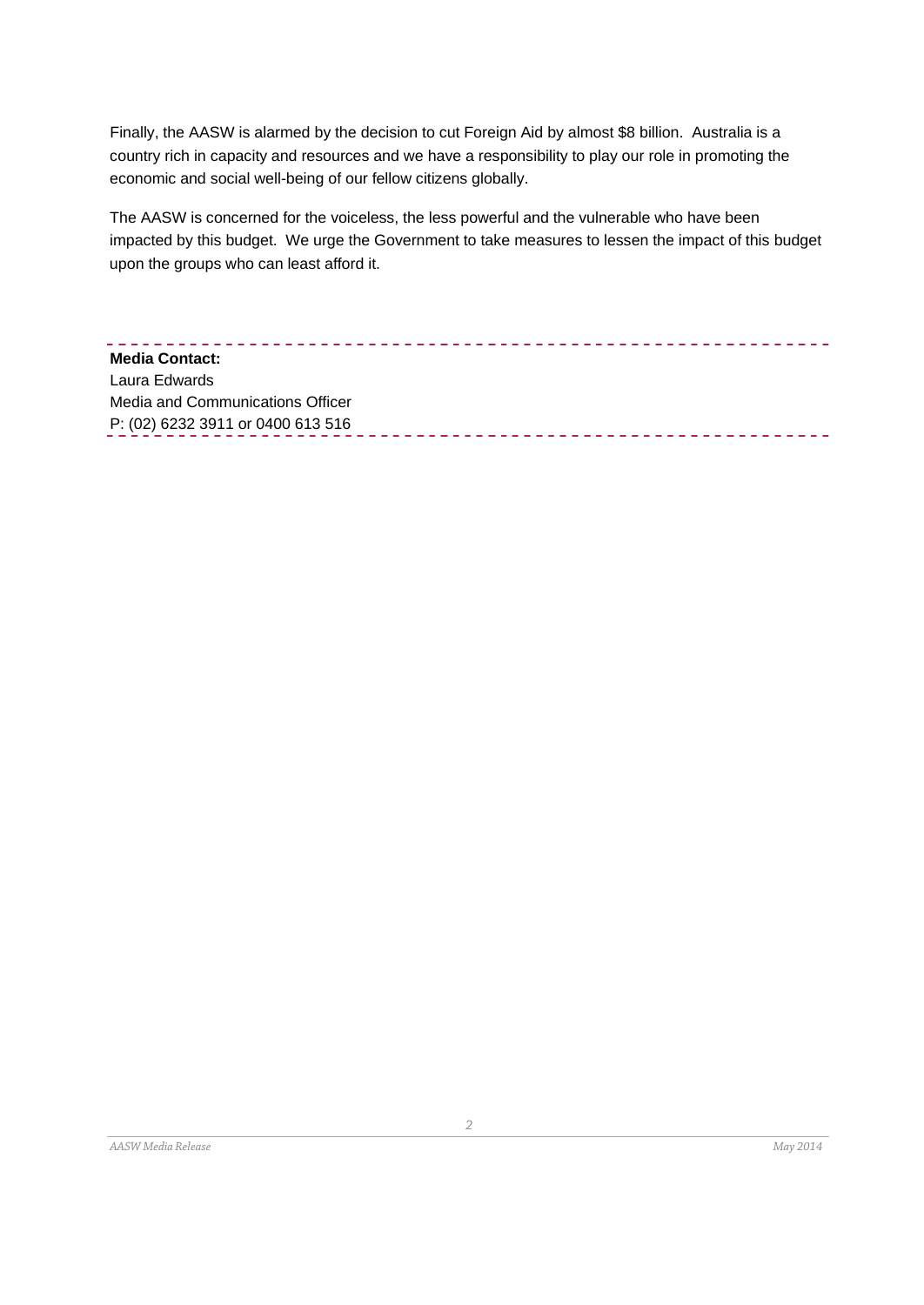Finally, the AASW is alarmed by the decision to cut Foreign Aid by almost $8 billion. Australia is a country rich in capacity and resources and we have a responsibility to play our role in promoting the economic and social well-being of our fellow citizens globally.

The AASW is concerned for the voiceless, the less powerful and the vulnerable who have been impacted by this budget. We urge the Government to take measures to lessen the impact of this budget upon the groups who can least afford it.

---

**Media Contact:**
Laura Edwards
Media and Communications Officer
P: (02) 6232 3911 or 0400 613 516

---